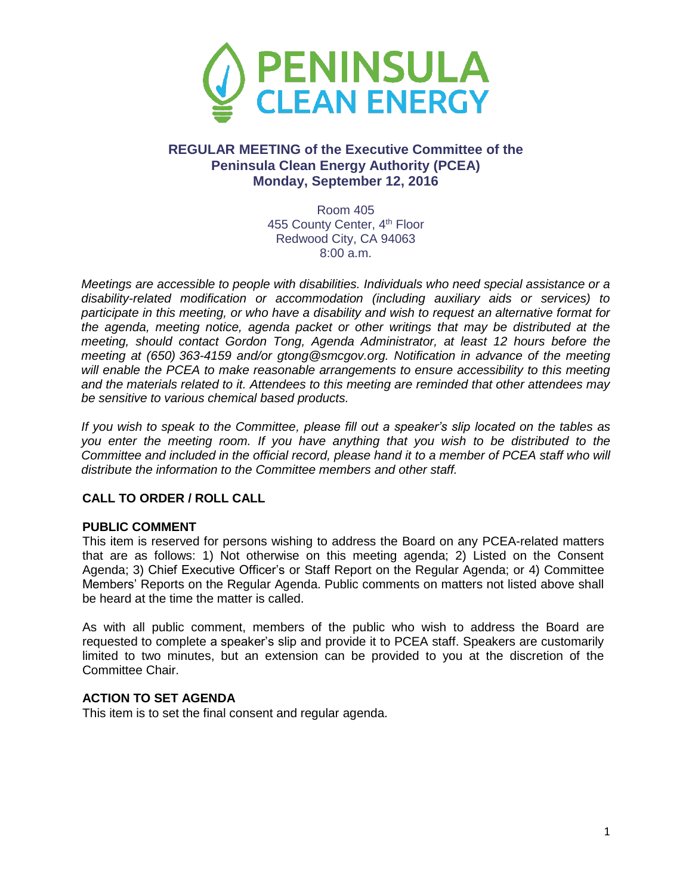# PENINSULA CLEAN ENERGY

## REGULAR MEETING of the Executive Committee of the Peninsula Clean Energy Authority (PCEA)
## Monday, September 12, 2016

Room 405
455 County Center, 4th Floor
Redwood City, CA 94063
8:00 a.m.

*Meetings are accessible to people with disabilities. Individuals who need special assistance or a disability-related modification or accommodation (including auxiliary aids or services) to participate in this meeting, or who have a disability and wish to request an alternative format for the agenda, meeting notice, agenda packet or other writings that may be distributed at the meeting, should contact Gordon Tong, Agenda Administrator, at least 12 hours before the meeting at (650) 363-4159 and/or gtong@smcgov.org. Notification in advance of the meeting will enable the PCEA to make reasonable arrangements to ensure accessibility to this meeting and the materials related to it. Attendees to this meeting are reminded that other attendees may be sensitive to various chemical based products.*

*If you wish to speak to the Committee, please fill out a speaker's slip located on the tables as you enter the meeting room. If you have anything that you wish to be distributed to the Committee and included in the official record, please hand it to a member of PCEA staff who will distribute the information to the Committee members and other staff.*

**CALL TO ORDER / ROLL CALL**

**PUBLIC COMMENT**

This item is reserved for persons wishing to address the Board on any PCEA-related matters that are as follows: 1) Not otherwise on this meeting agenda; 2) Listed on the Consent Agenda; 3) Chief Executive Officer's or Staff Report on the Regular Agenda; or 4) Committee Members' Reports on the Regular Agenda. Public comments on matters not listed above shall be heard at the time the matter is called.

As with all public comment, members of the public who wish to address the Board are requested to complete a speaker's slip and provide it to PCEA staff. Speakers are customarily limited to two minutes, but an extension can be provided to you at the discretion of the Committee Chair.

**ACTION TO SET AGENDA**

This item is to set the final consent and regular agenda.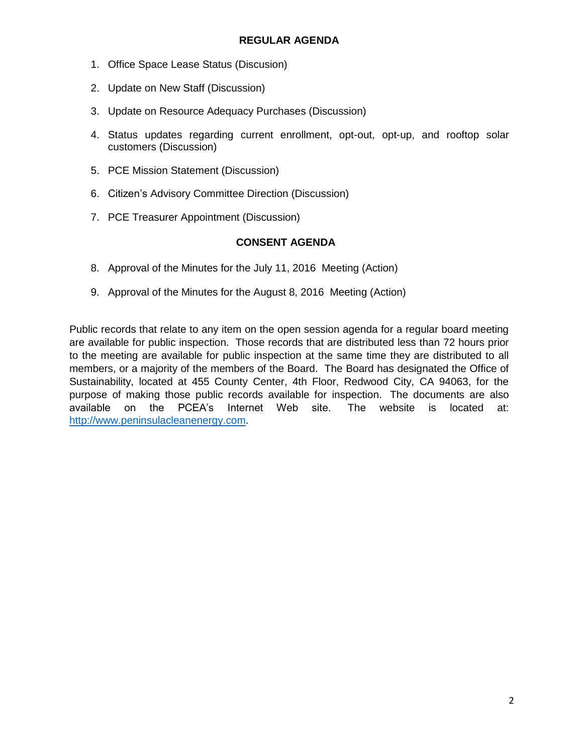## REGULAR AGENDA

1. Office Space Lease Status (Discusion)
2. Update on New Staff (Discussion)
3. Update on Resource Adequacy Purchases (Discussion)
4. Status updates regarding current enrollment, opt-out, opt-up, and rooftop solar customers (Discussion)
5. PCE Mission Statement (Discussion)
6. Citizen's Advisory Committee Direction (Discussion)
7. PCE Treasurer Appointment (Discussion)

## CONSENT AGENDA

8. Approval of the Minutes for the July 11, 2016 Meeting (Action)
9. Approval of the Minutes for the August 8, 2016 Meeting (Action)

Public records that relate to any item on the open session agenda for a regular board meeting are available for public inspection. Those records that are distributed less than 72 hours prior to the meeting are available for public inspection at the same time they are distributed to all members, or a majority of the members of the Board. The Board has designated the Office of Sustainability, located at 455 County Center, 4th Floor, Redwood City, CA 94063, for the purpose of making those public records available for inspection. The documents are also available on the PCEA's Internet Web site. The website is located at: http://www.peninsulacleanenergy.com.